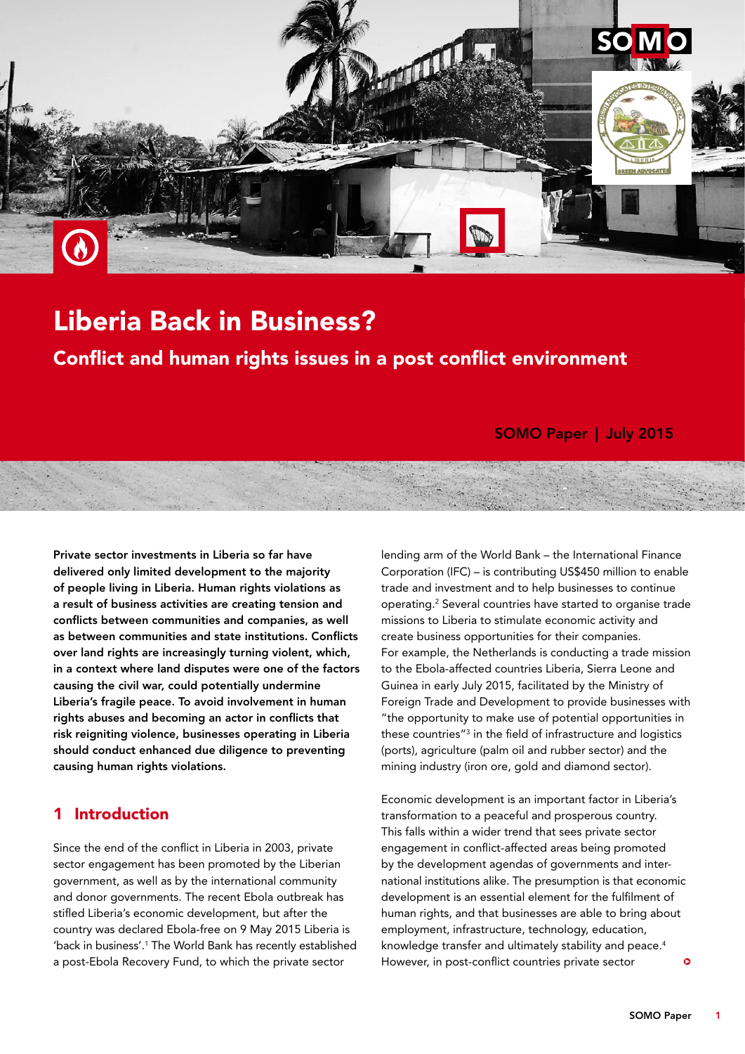# Liberia Back in Business?

## Conflict and human rights issues in a post conflict environment

SOMO Paper | July 2015

**Private sector investments in Liberia so far have delivered only limited development to the majority of people living in Liberia. Human rights violations as a result of business activities are creating tension and conflicts between communities and companies, as well as between communities and state institutions. Conflicts over land rights are increasingly turning violent, which, in a context where land disputes were one of the factors causing the civil war, could potentially undermine Liberia's fragile peace. To avoid involvement in human rights abuses and becoming an actor in conflicts that risk reigniting violence, businesses operating in Liberia should conduct enhanced due diligence to preventing causing human rights violations.**

## 1 Introduction

Since the end of the conflict in Liberia in 2003, private sector engagement has been promoted by the Liberian government, as well as by the international community and donor governments. The recent Ebola outbreak has stifled Liberia's economic development, but after the country was declared Ebola-free on 9 May 2015 Liberia is 'back in business'.[1] The World Bank has recently established a post-Ebola Recovery Fund, to which the private sector lending arm of the World Bank – the International Finance Corporation (IFC) – is contributing US$450 million to enable trade and investment and to help businesses to continue operating.[2] Several countries have started to organise trade missions to Liberia to stimulate economic activity and create business opportunities for their companies. For example, the Netherlands is conducting a trade mission to the Ebola-affected countries Liberia, Sierra Leone and Guinea in early July 2015, facilitated by the Ministry of Foreign Trade and Development to provide businesses with "the opportunity to make use of potential opportunities in these countries"[3] in the field of infrastructure and logistics (ports), agriculture (palm oil and rubber sector) and the mining industry (iron ore, gold and diamond sector).

Economic development is an important factor in Liberia's transformation to a peaceful and prosperous country. This falls within a wider trend that sees private sector engagement in conflict-affected areas being promoted by the development agendas of governments and international institutions alike. The presumption is that economic development is an essential element for the fulfilment of human rights, and that businesses are able to bring about employment, infrastructure, technology, education, knowledge transfer and ultimately stability and peace.[4] However, in post-conflict countries private sector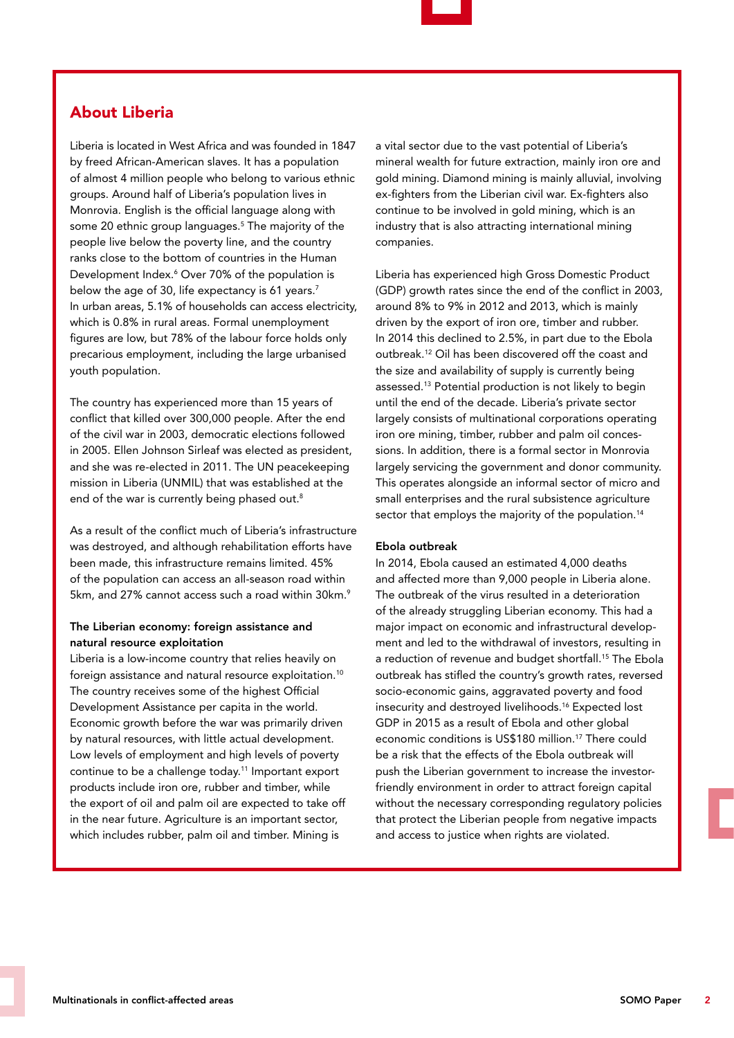## About Liberia

Liberia is located in West Africa and was founded in 1847 by freed African-American slaves. It has a population of almost 4 million people who belong to various ethnic groups. Around half of Liberia's population lives in Monrovia. English is the official language along with some 20 ethnic group languages.[5] The majority of the people live below the poverty line, and the country ranks close to the bottom of countries in the Human Development Index.[6] Over 70% of the population is below the age of 30, life expectancy is 61 years.[7] In urban areas, 5.1% of households can access electricity, which is 0.8% in rural areas. Formal unemployment figures are low, but 78% of the labour force holds only precarious employment, including the large urbanised youth population.

The country has experienced more than 15 years of conflict that killed over 300,000 people. After the end of the civil war in 2003, democratic elections followed in 2005. Ellen Johnson Sirleaf was elected as president, and she was re-elected in 2011. The UN peacekeeping mission in Liberia (UNMIL) that was established at the end of the war is currently being phased out.[8]

As a result of the conflict much of Liberia's infrastructure was destroyed, and although rehabilitation efforts have been made, this infrastructure remains limited. 45% of the population can access an all-season road within 5km, and 27% cannot access such a road within 30km.[9]

### The Liberian economy: foreign assistance and natural resource exploitation

Liberia is a low-income country that relies heavily on foreign assistance and natural resource exploitation.[10] The country receives some of the highest Official Development Assistance per capita in the world. Economic growth before the war was primarily driven by natural resources, with little actual development. Low levels of employment and high levels of poverty continue to be a challenge today.[11] Important export products include iron ore, rubber and timber, while the export of oil and palm oil are expected to take off in the near future. Agriculture is an important sector, which includes rubber, palm oil and timber. Mining is a vital sector due to the vast potential of Liberia's mineral wealth for future extraction, mainly iron ore and gold mining. Diamond mining is mainly alluvial, involving ex-fighters from the Liberian civil war. Ex-fighters also continue to be involved in gold mining, which is an industry that is also attracting international mining companies.

Liberia has experienced high Gross Domestic Product (GDP) growth rates since the end of the conflict in 2003, around 8% to 9% in 2012 and 2013, which is mainly driven by the export of iron ore, timber and rubber. In 2014 this declined to 2.5%, in part due to the Ebola outbreak.[12] Oil has been discovered off the coast and the size and availability of supply is currently being assessed.[13] Potential production is not likely to begin until the end of the decade. Liberia's private sector largely consists of multinational corporations operating iron ore mining, timber, rubber and palm oil concessions. In addition, there is a formal sector in Monrovia largely servicing the government and donor community. This operates alongside an informal sector of micro and small enterprises and the rural subsistence agriculture sector that employs the majority of the population.[14]

### Ebola outbreak

In 2014, Ebola caused an estimated 4,000 deaths and affected more than 9,000 people in Liberia alone. The outbreak of the virus resulted in a deterioration of the already struggling Liberian economy. This had a major impact on economic and infrastructural development and led to the withdrawal of investors, resulting in a reduction of revenue and budget shortfall.[15] The Ebola outbreak has stifled the country's growth rates, reversed socio-economic gains, aggravated poverty and food insecurity and destroyed livelihoods.[16] Expected lost GDP in 2015 as a result of Ebola and other global economic conditions is US$180 million.[17] There could be a risk that the effects of the Ebola outbreak will push the Liberian government to increase the investor-friendly environment in order to attract foreign capital without the necessary corresponding regulatory policies that protect the Liberian people from negative impacts and access to justice when rights are violated.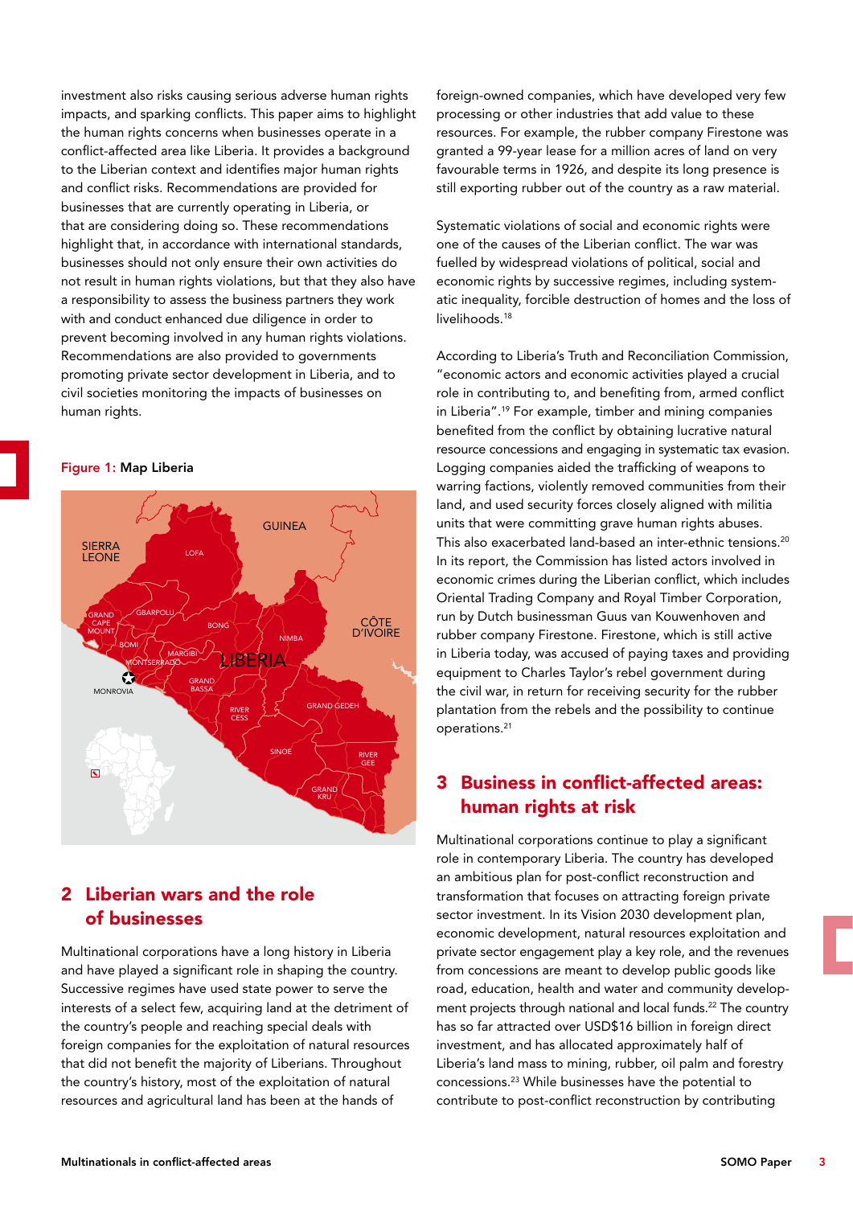investment also risks causing serious adverse human rights impacts, and sparking conflicts. This paper aims to highlight the human rights concerns when businesses operate in a conflict-affected area like Liberia. It provides a background to the Liberian context and identifies major human rights and conflict risks. Recommendations are provided for businesses that are currently operating in Liberia, or that are considering doing so. These recommendations highlight that, in accordance with international standards, businesses should not only ensure their own activities do not result in human rights violations, but that they also have a responsibility to assess the business partners they work with and conduct enhanced due diligence in order to prevent becoming involved in any human rights violations. Recommendations are also provided to governments promoting private sector development in Liberia, and to civil societies monitoring the impacts of businesses on human rights.

**Figure 1: Map Liberia**

## 2 Liberian wars and the role of businesses

Multinational corporations have a long history in Liberia and have played a significant role in shaping the country. Successive regimes have used state power to serve the interests of a select few, acquiring land at the detriment of the country's people and reaching special deals with foreign companies for the exploitation of natural resources that did not benefit the majority of Liberians. Throughout the country's history, most of the exploitation of natural resources and agricultural land has been at the hands of foreign-owned companies, which have developed very few processing or other industries that add value to these resources. For example, the rubber company Firestone was granted a 99-year lease for a million acres of land on very favourable terms in 1926, and despite its long presence is still exporting rubber out of the country as a raw material.

Systematic violations of social and economic rights were one of the causes of the Liberian conflict. The war was fuelled by widespread violations of political, social and economic rights by successive regimes, including systematic inequality, forcible destruction of homes and the loss of livelihoods.[18]

According to Liberia's Truth and Reconciliation Commission, "economic actors and economic activities played a crucial role in contributing to, and benefiting from, armed conflict in Liberia".[19] For example, timber and mining companies benefited from the conflict by obtaining lucrative natural resource concessions and engaging in systematic tax evasion. Logging companies aided the trafficking of weapons to warring factions, violently removed communities from their land, and used security forces closely aligned with militia units that were committing grave human rights abuses. This also exacerbated land-based inter-ethnic tensions.[20] In its report, the Commission has listed actors involved in economic crimes during the Liberian conflict, which includes Oriental Trading Company and Royal Timber Corporation, run by Dutch businessman Guus van Kouwenhoven and rubber company Firestone. Firestone, which is still active in Liberia today, was accused of paying taxes and providing equipment to Charles Taylor's rebel government during the civil war, in return for receiving security for the rubber plantation from the rebels and the possibility to continue operations.[21]

## 3 Business in conflict-affected areas: human rights at risk

Multinational corporations continue to play a significant role in contemporary Liberia. The country has developed an ambitious plan for post-conflict reconstruction and transformation that focuses on attracting foreign private sector investment. In its Vision 2030 development plan, economic development, natural resources exploitation and private sector engagement play a key role, and the revenues from concessions are meant to develop public goods like road, education, health and water and community development projects through national and local funds.[22] The country has so far attracted over USD$16 billion in foreign direct investment, and has allocated approximately half of Liberia's land mass to mining, rubber, oil palm and forestry concessions.[23] While businesses have the potential to contribute to post-conflict reconstruction by contributing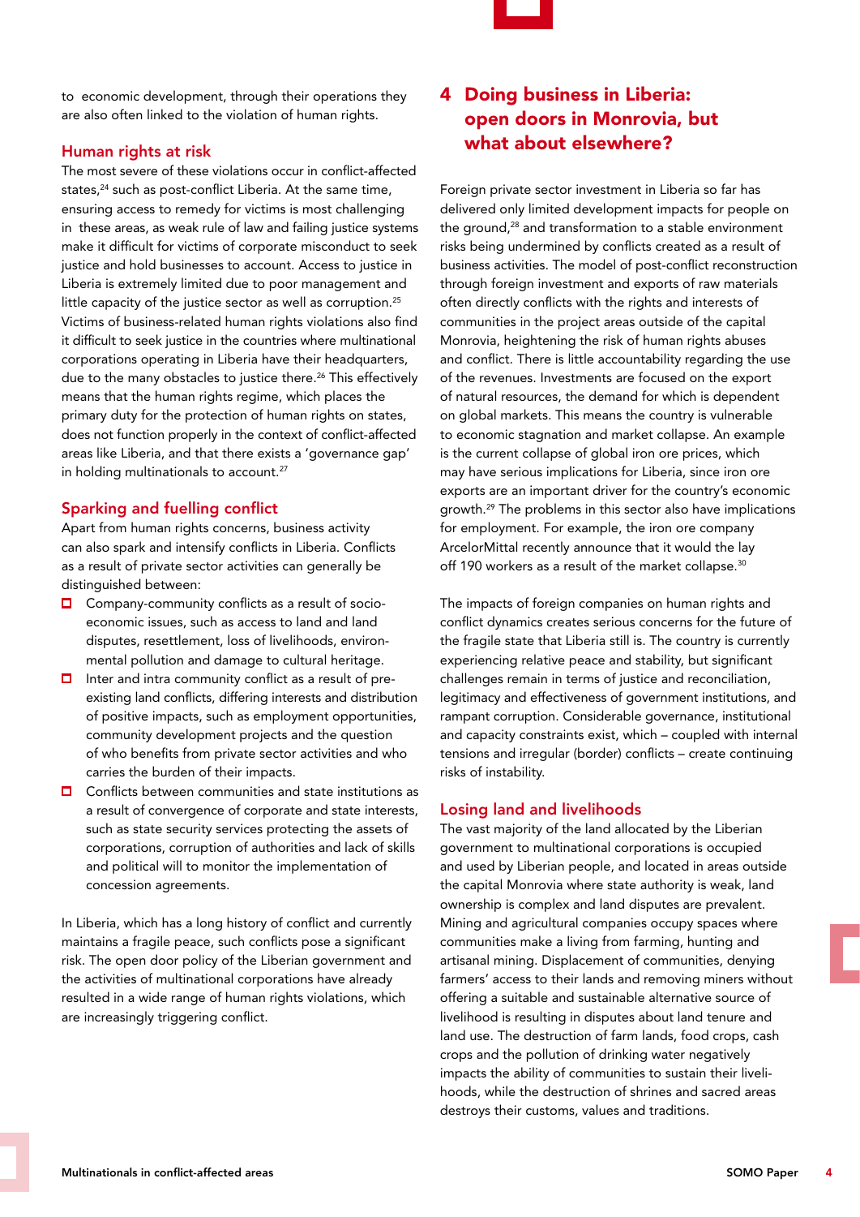to economic development, through their operations they are also often linked to the violation of human rights.

### Human rights at risk

The most severe of these violations occur in conflict-affected states,[24] such as post-conflict Liberia. At the same time, ensuring access to remedy for victims is most challenging in these areas, as weak rule of law and failing justice systems make it difficult for victims of corporate misconduct to seek justice and hold businesses to account. Access to justice in Liberia is extremely limited due to poor management and little capacity of the justice sector as well as corruption.[25] Victims of business-related human rights violations also find it difficult to seek justice in the countries where multinational corporations operating in Liberia have their headquarters, due to the many obstacles to justice there.[26] This effectively means that the human rights regime, which places the primary duty for the protection of human rights on states, does not function properly in the context of conflict-affected areas like Liberia, and that there exists a 'governance gap' in holding multinationals to account.[27]

### Sparking and fuelling conflict

Apart from human rights concerns, business activity can also spark and intensify conflicts in Liberia. Conflicts as a result of private sector activities can generally be distinguished between:

- Company-community conflicts as a result of socio-economic issues, such as access to land and land disputes, resettlement, loss of livelihoods, environmental pollution and damage to cultural heritage.
- Inter and intra community conflict as a result of pre-existing land conflicts, differing interests and distribution of positive impacts, such as employment opportunities, community development projects and the question of who benefits from private sector activities and who carries the burden of their impacts.
- Conflicts between communities and state institutions as a result of convergence of corporate and state interests, such as state security services protecting the assets of corporations, corruption of authorities and lack of skills and political will to monitor the implementation of concession agreements.

In Liberia, which has a long history of conflict and currently maintains a fragile peace, such conflicts pose a significant risk. The open door policy of the Liberian government and the activities of multinational corporations have already resulted in a wide range of human rights violations, which are increasingly triggering conflict.

## 4 Doing business in Liberia: open doors in Monrovia, but what about elsewhere?

Foreign private sector investment in Liberia so far has delivered only limited development impacts for people on the ground,[28] and transformation to a stable environment risks being undermined by conflicts created as a result of business activities. The model of post-conflict reconstruction through foreign investment and exports of raw materials often directly conflicts with the rights and interests of communities in the project areas outside of the capital Monrovia, heightening the risk of human rights abuses and conflict. There is little accountability regarding the use of the revenues. Investments are focused on the export of natural resources, the demand for which is dependent on global markets. This means the country is vulnerable to economic stagnation and market collapse. An example is the current collapse of global iron ore prices, which may have serious implications for Liberia, since iron ore exports are an important driver for the country's economic growth.[29] The problems in this sector also have implications for employment. For example, the iron ore company ArcelorMittal recently announce that it would the lay off 190 workers as a result of the market collapse.[30]

The impacts of foreign companies on human rights and conflict dynamics creates serious concerns for the future of the fragile state that Liberia still is. The country is currently experiencing relative peace and stability, but significant challenges remain in terms of justice and reconciliation, legitimacy and effectiveness of government institutions, and rampant corruption. Considerable governance, institutional and capacity constraints exist, which – coupled with internal tensions and irregular (border) conflicts – create continuing risks of instability.

### Losing land and livelihoods

The vast majority of the land allocated by the Liberian government to multinational corporations is occupied and used by Liberian people, and located in areas outside the capital Monrovia where state authority is weak, land ownership is complex and land disputes are prevalent. Mining and agricultural companies occupy spaces where communities make a living from farming, hunting and artisanal mining. Displacement of communities, denying farmers' access to their lands and removing miners without offering a suitable and sustainable alternative source of livelihood is resulting in disputes about land tenure and land use. The destruction of farm lands, food crops, cash crops and the pollution of drinking water negatively impacts the ability of communities to sustain their livelihoods, while the destruction of shrines and sacred areas destroys their customs, values and traditions.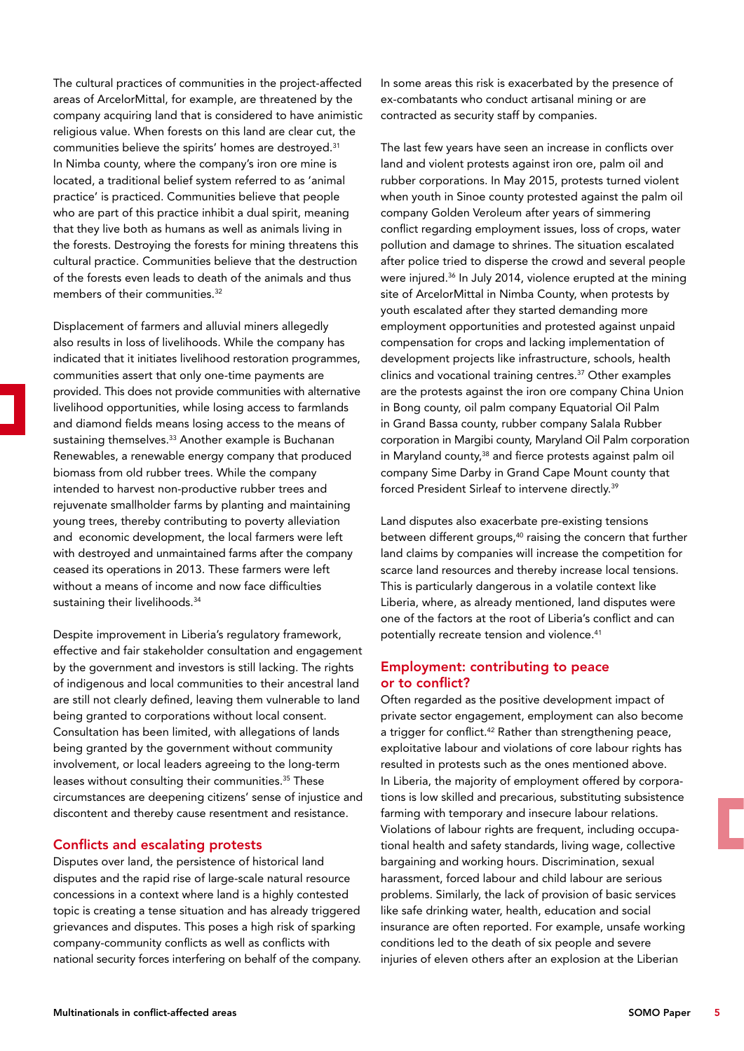The cultural practices of communities in the project-affected areas of ArcelorMittal, for example, are threatened by the company acquiring land that is considered to have animistic religious value. When forests on this land are clear cut, the communities believe the spirits' homes are destroyed.[31] In Nimba county, where the company's iron ore mine is located, a traditional belief system referred to as 'animal practice' is practiced. Communities believe that people who are part of this practice inhibit a dual spirit, meaning that they live both as humans as well as animals living in the forests. Destroying the forests for mining threatens this cultural practice. Communities believe that the destruction of the forests even leads to death of the animals and thus members of their communities.[32]

Displacement of farmers and alluvial miners allegedly also results in loss of livelihoods. While the company has indicated that it initiates livelihood restoration programmes, communities assert that only one-time payments are provided. This does not provide communities with alternative livelihood opportunities, while losing access to farmlands and diamond fields means losing access to the means of sustaining themselves.[33] Another example is Buchanan Renewables, a renewable energy company that produced biomass from old rubber trees. While the company intended to harvest non-productive rubber trees and rejuvenate smallholder farms by planting and maintaining young trees, thereby contributing to poverty alleviation and economic development, the local farmers were left with destroyed and unmaintained farms after the company ceased its operations in 2013. These farmers were left without a means of income and now face difficulties sustaining their livelihoods.[34]

Despite improvement in Liberia's regulatory framework, effective and fair stakeholder consultation and engagement by the government and investors is still lacking. The rights of indigenous and local communities to their ancestral land are still not clearly defined, leaving them vulnerable to land being granted to corporations without local consent. Consultation has been limited, with allegations of lands being granted by the government without community involvement, or local leaders agreeing to the long-term leases without consulting their communities.[35] These circumstances are deepening citizens' sense of injustice and discontent and thereby cause resentment and resistance.

### Conflicts and escalating protests

Disputes over land, the persistence of historical land disputes and the rapid rise of large-scale natural resource concessions in a context where land is a highly contested topic is creating a tense situation and has already triggered grievances and disputes. This poses a high risk of sparking company-community conflicts as well as conflicts with national security forces interfering on behalf of the company. In some areas this risk is exacerbated by the presence of ex-combatants who conduct artisanal mining or are contracted as security staff by companies.

The last few years have seen an increase in conflicts over land and violent protests against iron ore, palm oil and rubber corporations. In May 2015, protests turned violent when youth in Sinoe county protested against the palm oil company Golden Veroleum after years of simmering conflict regarding employment issues, loss of crops, water pollution and damage to shrines. The situation escalated after police tried to disperse the crowd and several people were injured.[36] In July 2014, violence erupted at the mining site of ArcelorMittal in Nimba County, when protests by youth escalated after they started demanding more employment opportunities and protested against unpaid compensation for crops and lacking implementation of development projects like infrastructure, schools, health clinics and vocational training centres.[37] Other examples are the protests against the iron ore company China Union in Bong county, oil palm company Equatorial Oil Palm in Grand Bassa county, rubber company Salala Rubber corporation in Margibi county, Maryland Oil Palm corporation in Maryland county,[38] and fierce protests against palm oil company Sime Darby in Grand Cape Mount county that forced President Sirleaf to intervene directly.[39]

Land disputes also exacerbate pre-existing tensions between different groups,[40] raising the concern that further land claims by companies will increase the competition for scarce land resources and thereby increase local tensions. This is particularly dangerous in a volatile context like Liberia, where, as already mentioned, land disputes were one of the factors at the root of Liberia's conflict and can potentially recreate tension and violence.[41]

### Employment: contributing to peace or to conflict?

Often regarded as the positive development impact of private sector engagement, employment can also become a trigger for conflict.[42] Rather than strengthening peace, exploitative labour and violations of core labour rights has resulted in protests such as the ones mentioned above. In Liberia, the majority of employment offered by corporations is low skilled and precarious, substituting subsistence farming with temporary and insecure labour relations. Violations of labour rights are frequent, including occupational health and safety standards, living wage, collective bargaining and working hours. Discrimination, sexual harassment, forced labour and child labour are serious problems. Similarly, the lack of provision of basic services like safe drinking water, health, education and social insurance are often reported. For example, unsafe working conditions led to the death of six people and severe injuries of eleven others after an explosion at the Liberian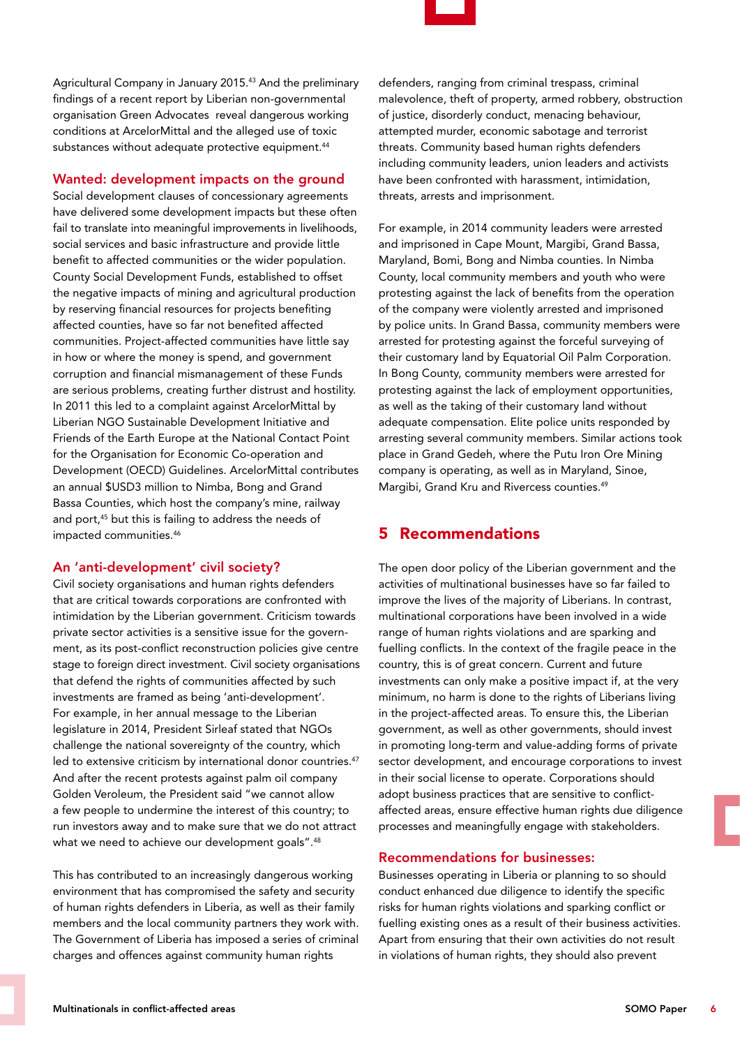Agricultural Company in January 2015.[43] And the preliminary findings of a recent report by Liberian non-governmental organisation Green Advocates reveal dangerous working conditions at ArcelorMittal and the alleged use of toxic substances without adequate protective equipment.[44]

### Wanted: development impacts on the ground

Social development clauses of concessionary agreements have delivered some development impacts but these often fail to translate into meaningful improvements in livelihoods, social services and basic infrastructure and provide little benefit to affected communities or the wider population. County Social Development Funds, established to offset the negative impacts of mining and agricultural production by reserving financial resources for projects benefiting affected counties, have so far not benefited affected communities. Project-affected communities have little say in how or where the money is spend, and government corruption and financial mismanagement of these Funds are serious problems, creating further distrust and hostility. In 2011 this led to a complaint against ArcelorMittal by Liberian NGO Sustainable Development Initiative and Friends of the Earth Europe at the National Contact Point for the Organisation for Economic Co-operation and Development (OECD) Guidelines. ArcelorMittal contributes an annual $USD3 million to Nimba, Bong and Grand Bassa Counties, which host the company's mine, railway and port,[45] but this is failing to address the needs of impacted communities.[46]

### An 'anti-development' civil society?

Civil society organisations and human rights defenders that are critical towards corporations are confronted with intimidation by the Liberian government. Criticism towards private sector activities is a sensitive issue for the government, as its post-conflict reconstruction policies give centre stage to foreign direct investment. Civil society organisations that defend the rights of communities affected by such investments are framed as being 'anti-development'. For example, in her annual message to the Liberian legislature in 2014, President Sirleaf stated that NGOs challenge the national sovereignty of the country, which led to extensive criticism by international donor countries.[47] And after the recent protests against palm oil company Golden Veroleum, the President said "we cannot allow a few people to undermine the interest of this country; to run investors away and to make sure that we do not attract what we need to achieve our development goals".[48]

This has contributed to an increasingly dangerous working environment that has compromised the safety and security of human rights defenders in Liberia, as well as their family members and the local community partners they work with. The Government of Liberia has imposed a series of criminal charges and offences against community human rights defenders, ranging from criminal trespass, criminal malevolence, theft of property, armed robbery, obstruction of justice, disorderly conduct, menacing behaviour, attempted murder, economic sabotage and terrorist threats. Community based human rights defenders including community leaders, union leaders and activists have been confronted with harassment, intimidation, threats, arrests and imprisonment.

For example, in 2014 community leaders were arrested and imprisoned in Cape Mount, Margibi, Grand Bassa, Maryland, Bomi, Bong and Nimba counties. In Nimba County, local community members and youth who were protesting against the lack of benefits from the operation of the company were violently arrested and imprisoned by police units. In Grand Bassa, community members were arrested for protesting against the forceful surveying of their customary land by Equatorial Oil Palm Corporation. In Bong County, community members were arrested for protesting against the lack of employment opportunities, as well as the taking of their customary land without adequate compensation. Elite police units responded by arresting several community members. Similar actions took place in Grand Gedeh, where the Putu Iron Ore Mining company is operating, as well as in Maryland, Sinoe, Margibi, Grand Kru and Rivercess counties.[49]

## 5 Recommendations

The open door policy of the Liberian government and the activities of multinational businesses have so far failed to improve the lives of the majority of Liberians. In contrast, multinational corporations have been involved in a wide range of human rights violations and are sparking and fuelling conflicts. In the context of the fragile peace in the country, this is of great concern. Current and future investments can only make a positive impact if, at the very minimum, no harm is done to the rights of Liberians living in the project-affected areas. To ensure this, the Liberian government, as well as other governments, should invest in promoting long-term and value-adding forms of private sector development, and encourage corporations to invest in their social license to operate. Corporations should adopt business practices that are sensitive to conflict-affected areas, ensure effective human rights due diligence processes and meaningfully engage with stakeholders.

### Recommendations for businesses:

Businesses operating in Liberia or planning to so should conduct enhanced due diligence to identify the specific risks for human rights violations and sparking conflict or fuelling existing ones as a result of their business activities. Apart from ensuring that their own activities do not result in violations of human rights, they should also prevent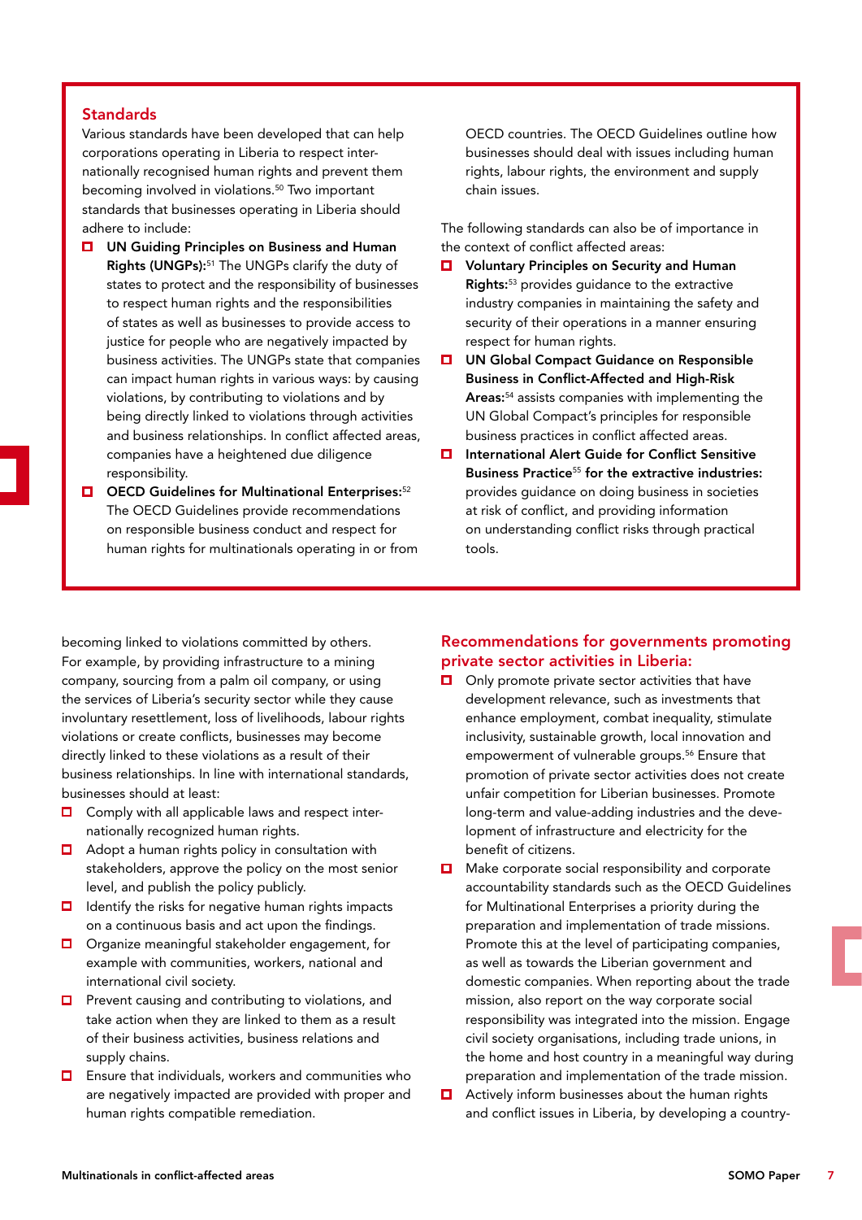## Standards

Various standards have been developed that can help corporations operating in Liberia to respect internationally recognised human rights and prevent them becoming involved in violations.[50] Two important standards that businesses operating in Liberia should adhere to include:

- **UN Guiding Principles on Business and Human Rights (UNGPs):**[51] The UNGPs clarify the duty of states to protect and the responsibility of businesses to respect human rights and the responsibilities of states as well as businesses to provide access to justice for people who are negatively impacted by business activities. The UNGPs state that companies can impact human rights in various ways: by causing violations, by contributing to violations and by being directly linked to violations through activities and business relationships. In conflict affected areas, companies have a heightened due diligence responsibility.
- **OECD Guidelines for Multinational Enterprises:**[52] The OECD Guidelines provide recommendations on responsible business conduct and respect for human rights for multinationals operating in or from OECD countries. The OECD Guidelines outline how businesses should deal with issues including human rights, labour rights, the environment and supply chain issues.

The following standards can also be of importance in the context of conflict affected areas:

- **Voluntary Principles on Security and Human Rights:**[53] provides guidance to the extractive industry companies in maintaining the safety and security of their operations in a manner ensuring respect for human rights.
- **UN Global Compact Guidance on Responsible Business in Conflict-Affected and High-Risk Areas:**[54] assists companies with implementing the UN Global Compact's principles for responsible business practices in conflict affected areas.
- **International Alert Guide for Conflict Sensitive Business Practice**[55] **for the extractive industries:** provides guidance on doing business in societies at risk of conflict, and providing information on understanding conflict risks through practical tools.

becoming linked to violations committed by others. For example, by providing infrastructure to a mining company, sourcing from a palm oil company, or using the services of Liberia's security sector while they cause involuntary resettlement, loss of livelihoods, labour rights violations or create conflicts, businesses may become directly linked to these violations as a result of their business relationships. In line with international standards, businesses should at least:

- Comply with all applicable laws and respect internationally recognized human rights.
- Adopt a human rights policy in consultation with stakeholders, approve the policy on the most senior level, and publish the policy publicly.
- Identify the risks for negative human rights impacts on a continuous basis and act upon the findings.
- Organize meaningful stakeholder engagement, for example with communities, workers, national and international civil society.
- Prevent causing and contributing to violations, and take action when they are linked to them as a result of their business activities, business relations and supply chains.
- Ensure that individuals, workers and communities who are negatively impacted are provided with proper and human rights compatible remediation.

## Recommendations for governments promoting private sector activities in Liberia:

- Only promote private sector activities that have development relevance, such as investments that enhance employment, combat inequality, stimulate inclusivity, sustainable growth, local innovation and empowerment of vulnerable groups.[56] Ensure that promotion of private sector activities does not create unfair competition for Liberian businesses. Promote long-term and value-adding industries and the development of infrastructure and electricity for the benefit of citizens.
- Make corporate social responsibility and corporate accountability standards such as the OECD Guidelines for Multinational Enterprises a priority during the preparation and implementation of trade missions. Promote this at the level of participating companies, as well as towards the Liberian government and domestic companies. When reporting about the trade mission, also report on the way corporate social responsibility was integrated into the mission. Engage civil society organisations, including trade unions, in the home and host country in a meaningful way during preparation and implementation of the trade mission.
- Actively inform businesses about the human rights and conflict issues in Liberia, by developing a country-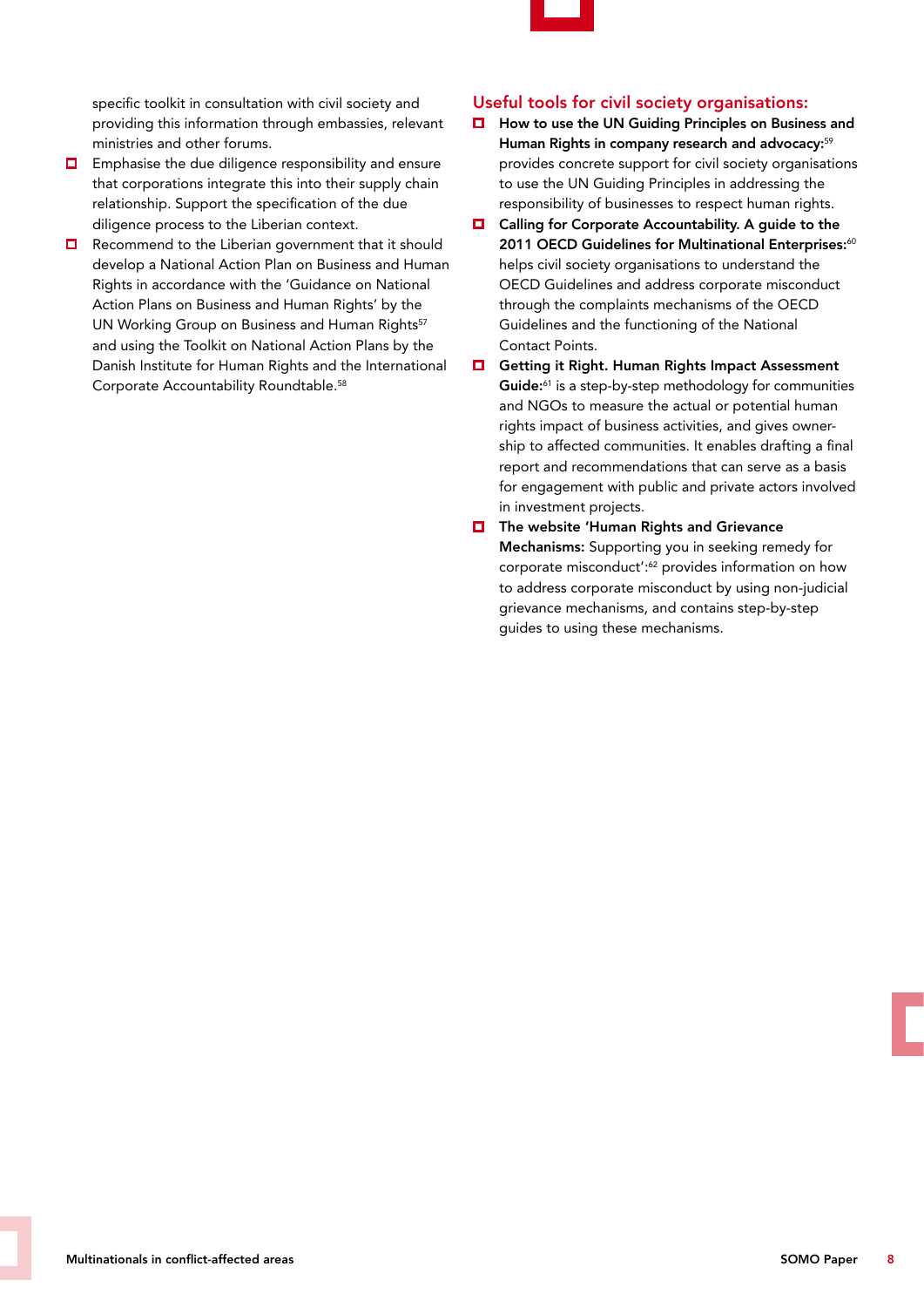specific toolkit in consultation with civil society and providing this information through embassies, relevant ministries and other forums.

- Emphasise the due diligence responsibility and ensure that corporations integrate this into their supply chain relationship. Support the specification of the due diligence process to the Liberian context.
- Recommend to the Liberian government that it should develop a National Action Plan on Business and Human Rights in accordance with the 'Guidance on National Action Plans on Business and Human Rights' by the UN Working Group on Business and Human Rights[57] and using the Toolkit on National Action Plans by the Danish Institute for Human Rights and the International Corporate Accountability Roundtable.[58]

## Useful tools for civil society organisations:

- **How to use the UN Guiding Principles on Business and Human Rights in company research and advocacy:**[59] provides concrete support for civil society organisations to use the UN Guiding Principles in addressing the responsibility of businesses to respect human rights.
- **Calling for Corporate Accountability. A guide to the 2011 OECD Guidelines for Multinational Enterprises:**[60] helps civil society organisations to understand the OECD Guidelines and address corporate misconduct through the complaints mechanisms of the OECD Guidelines and the functioning of the National Contact Points.
- **Getting it Right. Human Rights Impact Assessment Guide:**[61] is a step-by-step methodology for communities and NGOs to measure the actual or potential human rights impact of business activities, and gives ownership to affected communities. It enables drafting a final report and recommendations that can serve as a basis for engagement with public and private actors involved in investment projects.
- **The website 'Human Rights and Grievance Mechanisms:** Supporting you in seeking remedy for corporate misconduct':[62] provides information on how to address corporate misconduct by using non-judicial grievance mechanisms, and contains step-by-step guides to using these mechanisms.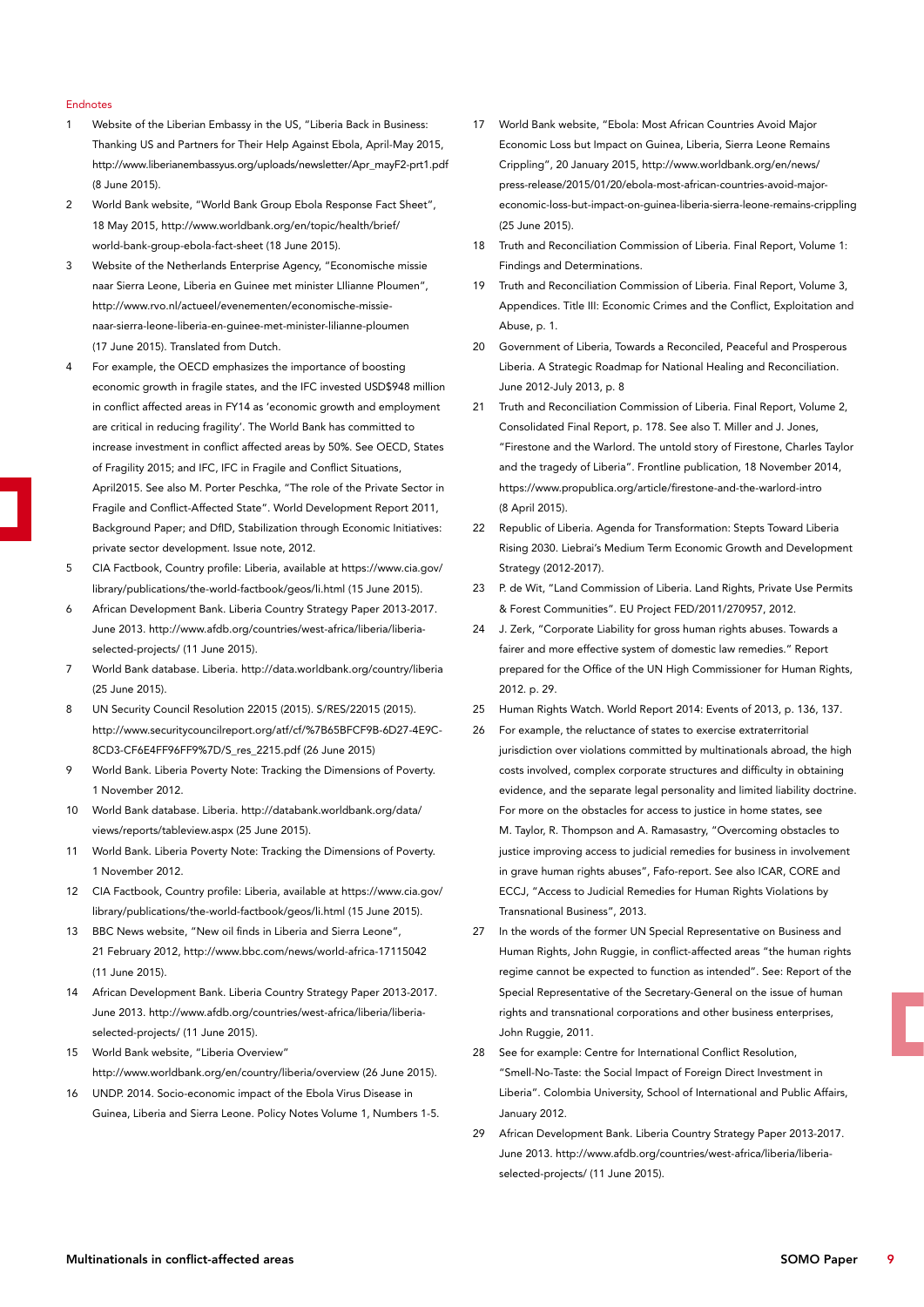Endnotes

1 Website of the Liberian Embassy in the US, "Liberia Back in Business: Thanking US and Partners for Their Help Against Ebola, April-May 2015, http://www.liberianembassyus.org/uploads/newsletter/Apr_mayF2-prt1.pdf (8 June 2015).
2 World Bank website, "World Bank Group Ebola Response Fact Sheet", 18 May 2015, http://www.worldbank.org/en/topic/health/brief/world-bank-group-ebola-fact-sheet (18 June 2015).
3 Website of the Netherlands Enterprise Agency, "Economische missie naar Sierra Leone, Liberia en Guinee met minister Lllianne Ploumen", http://www.rvo.nl/actueel/evenementen/economische-missie-naar-sierra-leone-liberia-en-guinee-met-minister-lilianne-ploumen (17 June 2015). Translated from Dutch.
4 For example, the OECD emphasizes the importance of boosting economic growth in fragile states, and the IFC invested USD$948 million in conflict affected areas in FY14 as 'economic growth and employment are critical in reducing fragility'. The World Bank has committed to increase investment in conflict affected areas by 50%. See OECD, States of Fragility 2015; and IFC, IFC in Fragile and Conflict Situations, April2015. See also M. Porter Peschka, "The role of the Private Sector in Fragile and Conflict-Affected State". World Development Report 2011, Background Paper; and DfID, Stabilization through Economic Initiatives: private sector development. Issue note, 2012.
5 CIA Factbook, Country profile: Liberia, available at https://www.cia.gov/library/publications/the-world-factbook/geos/li.html (15 June 2015).
6 African Development Bank. Liberia Country Strategy Paper 2013-2017. June 2013. http://www.afdb.org/countries/west-africa/liberia/liberia-selected-projects/ (11 June 2015).
7 World Bank database. Liberia. http://data.worldbank.org/country/liberia (25 June 2015).
8 UN Security Council Resolution 22015 (2015). S/RES/22015 (2015). http://www.securitycouncilreport.org/atf/cf/%7B65BFCF9B-6D27-4E9C-8CD3-CF6E4FF96FF9%7D/S_res_2215.pdf (26 June 2015)
9 World Bank. Liberia Poverty Note: Tracking the Dimensions of Poverty. 1 November 2012.
10 World Bank database. Liberia. http://databank.worldbank.org/data/views/reports/tableview.aspx (25 June 2015).
11 World Bank. Liberia Poverty Note: Tracking the Dimensions of Poverty. 1 November 2012.
12 CIA Factbook, Country profile: Liberia, available at https://www.cia.gov/library/publications/the-world-factbook/geos/li.html (15 June 2015).
13 BBC News website, "New oil finds in Liberia and Sierra Leone", 21 February 2012, http://www.bbc.com/news/world-africa-17115042 (11 June 2015).
14 African Development Bank. Liberia Country Strategy Paper 2013-2017. June 2013. http://www.afdb.org/countries/west-africa/liberia/liberia-selected-projects/ (11 June 2015).
15 World Bank website, "Liberia Overview" http://www.worldbank.org/en/country/liberia/overview (26 June 2015).
16 UNDP. 2014. Socio-economic impact of the Ebola Virus Disease in Guinea, Liberia and Sierra Leone. Policy Notes Volume 1, Numbers 1-5.
17 World Bank website, "Ebola: Most African Countries Avoid Major Economic Loss but Impact on Guinea, Liberia, Sierra Leone Remains Crippling", 20 January 2015, http://www.worldbank.org/en/news/press-release/2015/01/20/ebola-most-african-countries-avoid-major-economic-loss-but-impact-on-guinea-liberia-sierra-leone-remains-crippling (25 June 2015).
18 Truth and Reconciliation Commission of Liberia. Final Report, Volume 1: Findings and Determinations.
19 Truth and Reconciliation Commission of Liberia. Final Report, Volume 3, Appendices. Title III: Economic Crimes and the Conflict, Exploitation and Abuse, p. 1.
20 Government of Liberia, Towards a Reconciled, Peaceful and Prosperous Liberia. A Strategic Roadmap for National Healing and Reconciliation. June 2012-July 2013, p. 8
21 Truth and Reconciliation Commission of Liberia. Final Report, Volume 2, Consolidated Final Report, p. 178. See also T. Miller and J. Jones, "Firestone and the Warlord. The untold story of Firestone, Charles Taylor and the tragedy of Liberia". Frontline publication, 18 November 2014, https://www.propublica.org/article/firestone-and-the-warlord-intro (8 April 2015).
22 Republic of Liberia. Agenda for Transformation: Stepts Toward Liberia Rising 2030. Liebrai's Medium Term Economic Growth and Development Strategy (2012-2017).
23 P. de Wit, "Land Commission of Liberia. Land Rights, Private Use Permits & Forest Communities". EU Project FED/2011/270957, 2012.
24 J. Zerk, "Corporate Liability for gross human rights abuses. Towards a fairer and more effective system of domestic law remedies." Report prepared for the Office of the UN High Commissioner for Human Rights, 2012. p. 29.
25 Human Rights Watch. World Report 2014: Events of 2013, p. 136, 137.
26 For example, the reluctance of states to exercise extraterritorial jurisdiction over violations committed by multinationals abroad, the high costs involved, complex corporate structures and difficulty in obtaining evidence, and the separate legal personality and limited liability doctrine. For more on the obstacles for access to justice in home states, see M. Taylor, R. Thompson and A. Ramasastry, "Overcoming obstacles to justice improving access to judicial remedies for business in involvement in grave human rights abuses", Fafo-report. See also ICAR, CORE and ECCJ, "Access to Judicial Remedies for Human Rights Violations by Transnational Business", 2013.
27 In the words of the former UN Special Representative on Business and Human Rights, John Ruggie, in conflict-affected areas "the human rights regime cannot be expected to function as intended". See: Report of the Special Representative of the Secretary-General on the issue of human rights and transnational corporations and other business enterprises, John Ruggie, 2011.
28 See for example: Centre for International Conflict Resolution, "Smell-No-Taste: the Social Impact of Foreign Direct Investment in Liberia". Colombia University, School of International and Public Affairs, January 2012.
29 African Development Bank. Liberia Country Strategy Paper 2013-2017. June 2013. http://www.afdb.org/countries/west-africa/liberia/liberia-selected-projects/ (11 June 2015).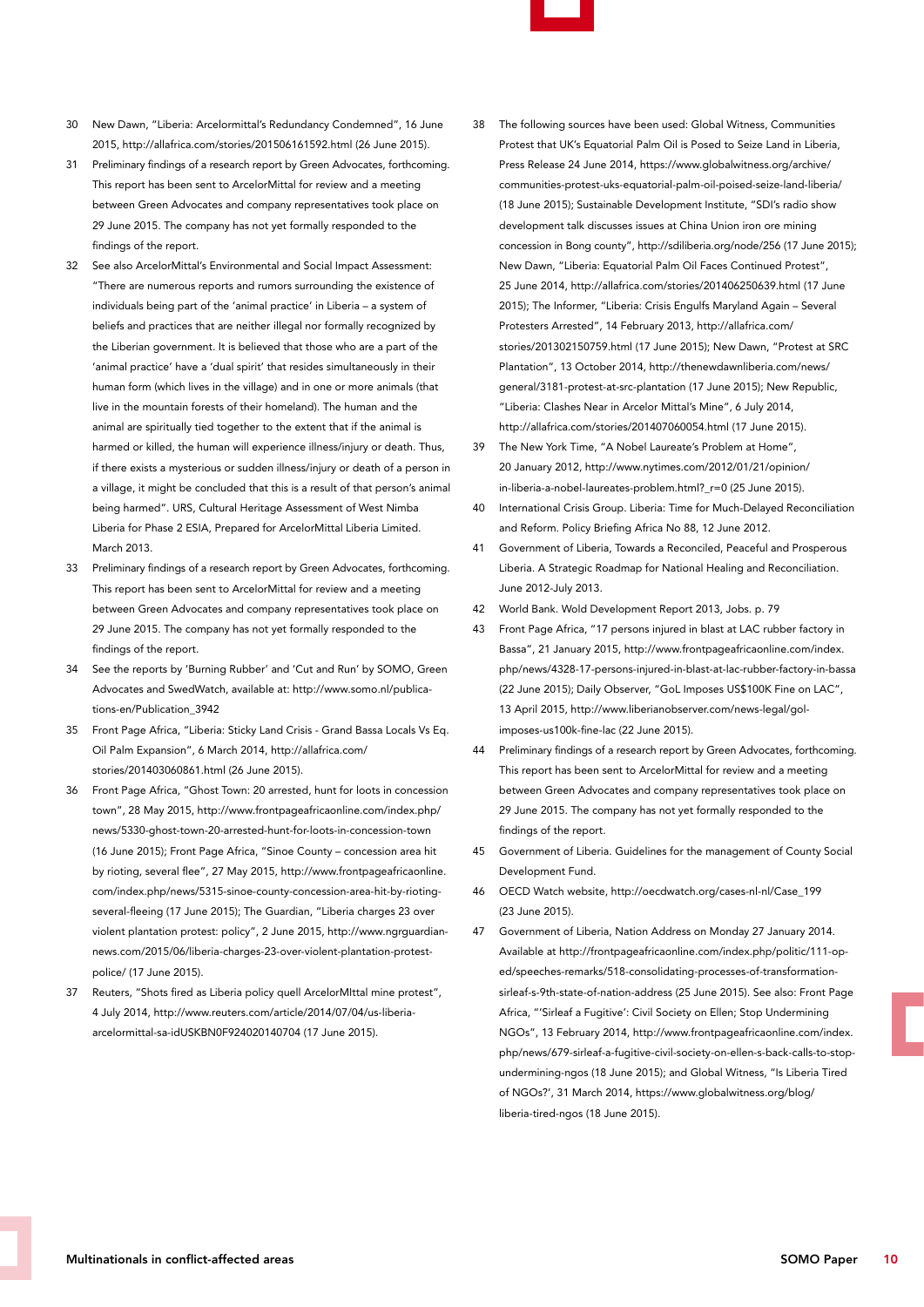30 New Dawn, "Liberia: Arcelormittal's Redundancy Condemned", 16 June 2015, http://allafrica.com/stories/201506161592.html (26 June 2015).

31 Preliminary findings of a research report by Green Advocates, forthcoming. This report has been sent to ArcelorMittal for review and a meeting between Green Advocates and company representatives took place on 29 June 2015. The company has not yet formally responded to the findings of the report.

32 See also ArcelorMittal's Environmental and Social Impact Assessment: "There are numerous reports and rumors surrounding the existence of individuals being part of the 'animal practice' in Liberia – a system of beliefs and practices that are neither illegal nor formally recognized by the Liberian government. It is believed that those who are a part of the 'animal practice' have a 'dual spirit' that resides simultaneously in their human form (which lives in the village) and in one or more animals (that live in the mountain forests of their homeland). The human and the animal are spiritually tied together to the extent that if the animal is harmed or killed, the human will experience illness/injury or death. Thus, if there exists a mysterious or sudden illness/injury or death of a person in a village, it might be concluded that this is a result of that person's animal being harmed". URS, Cultural Heritage Assessment of West Nimba Liberia for Phase 2 ESIA, Prepared for ArcelorMittal Liberia Limited. March 2013.

33 Preliminary findings of a research report by Green Advocates, forthcoming. This report has been sent to ArcelorMittal for review and a meeting between Green Advocates and company representatives took place on 29 June 2015. The company has not yet formally responded to the findings of the report.

34 See the reports by 'Burning Rubber' and 'Cut and Run' by SOMO, Green Advocates and SwedWatch, available at: http://www.somo.nl/publications-en/Publication_3942

35 Front Page Africa, "Liberia: Sticky Land Crisis - Grand Bassa Locals Vs Eq. Oil Palm Expansion", 6 March 2014, http://allafrica.com/stories/201403060861.html (26 June 2015).

36 Front Page Africa, "Ghost Town: 20 arrested, hunt for loots in concession town", 28 May 2015, http://www.frontpageafricaonline.com/index.php/news/5330-ghost-town-20-arrested-hunt-for-loots-in-concession-town (16 June 2015); Front Page Africa, "Sinoe County – concession area hit by rioting, several flee", 27 May 2015, http://www.frontpageafricaonline.com/index.php/news/5315-sinoe-county-concession-area-hit-by-rioting-several-fleeing (17 June 2015); The Guardian, "Liberia charges 23 over violent plantation protest: policy", 2 June 2015, http://www.ngrguardiannews.com/2015/06/liberia-charges-23-over-violent-plantation-protest-police/ (17 June 2015).

37 Reuters, "Shots fired as Liberia policy quell ArcelorMIttal mine protest", 4 July 2014, http://www.reuters.com/article/2014/07/04/us-liberia-arcelormittal-sa-idUSKBN0F924020140704 (17 June 2015).

38 The following sources have been used: Global Witness, Communities Protest that UK's Equatorial Palm Oil is Posed to Seize Land in Liberia, Press Release 24 June 2014, https://www.globalwitness.org/archive/communities-protest-uks-equatorial-palm-oil-poised-seize-land-liberia/ (18 June 2015); Sustainable Development Institute, "SDI's radio show development talk discusses issues at China Union iron ore mining concession in Bong county", http://sdiliberia.org/node/256 (17 June 2015); New Dawn, "Liberia: Equatorial Palm Oil Faces Continued Protest", 25 June 2014, http://allafrica.com/stories/201406250639.html (17 June 2015); The Informer, "Liberia: Crisis Engulfs Maryland Again – Several Protesters Arrested", 14 February 2013, http://allafrica.com/stories/201302150759.html (17 June 2015); New Dawn, "Protest at SRC Plantation", 13 October 2014, http://thenewdawnliberia.com/news/general/3181-protest-at-src-plantation (17 June 2015); New Republic, "Liberia: Clashes Near in Arcelor Mittal's Mine", 6 July 2014, http://allafrica.com/stories/201407060054.html (17 June 2015).

39 The New York Time, "A Nobel Laureate's Problem at Home", 20 January 2012, http://www.nytimes.com/2012/01/21/opinion/in-liberia-a-nobel-laureates-problem.html?_r=0 (25 June 2015).

40 International Crisis Group. Liberia: Time for Much-Delayed Reconciliation and Reform. Policy Briefing Africa No 88, 12 June 2012.

41 Government of Liberia, Towards a Reconciled, Peaceful and Prosperous Liberia. A Strategic Roadmap for National Healing and Reconciliation. June 2012-July 2013.

42 World Bank. Wold Development Report 2013, Jobs. p. 79

43 Front Page Africa, "17 persons injured in blast at LAC rubber factory in Bassa", 21 January 2015, http://www.frontpageafricaonline.com/index.php/news/4328-17-persons-injured-in-blast-at-lac-rubber-factory-in-bassa (22 June 2015); Daily Observer, "GoL Imposes US$100K Fine on LAC", 13 April 2015, http://www.liberianobserver.com/news-legal/gol-imposes-us100k-fine-lac (22 June 2015).

44 Preliminary findings of a research report by Green Advocates, forthcoming. This report has been sent to ArcelorMittal for review and a meeting between Green Advocates and company representatives took place on 29 June 2015. The company has not yet formally responded to the findings of the report.

45 Government of Liberia. Guidelines for the management of County Social Development Fund.

46 OECD Watch website, http://oecdwatch.org/cases-nl-nl/Case_199 (23 June 2015).

47 Government of Liberia, Nation Address on Monday 27 January 2014. Available at http://frontpageafricaonline.com/index.php/politic/111-op-ed/speeches-remarks/518-consolidating-processes-of-transformation-sirleaf-s-9th-state-of-nation-address (25 June 2015). See also: Front Page Africa, "'Sirleaf a Fugitive': Civil Society on Ellen; Stop Undermining NGOs", 13 February 2014, http://www.frontpageafricaonline.com/index.php/news/679-sirleaf-a-fugitive-civil-society-on-ellen-s-back-calls-to-stop-undermining-ngos (18 June 2015); and Global Witness, "Is Liberia Tired of NGOs?', 31 March 2014, https://www.globalwitness.org/blog/liberia-tired-ngos (18 June 2015).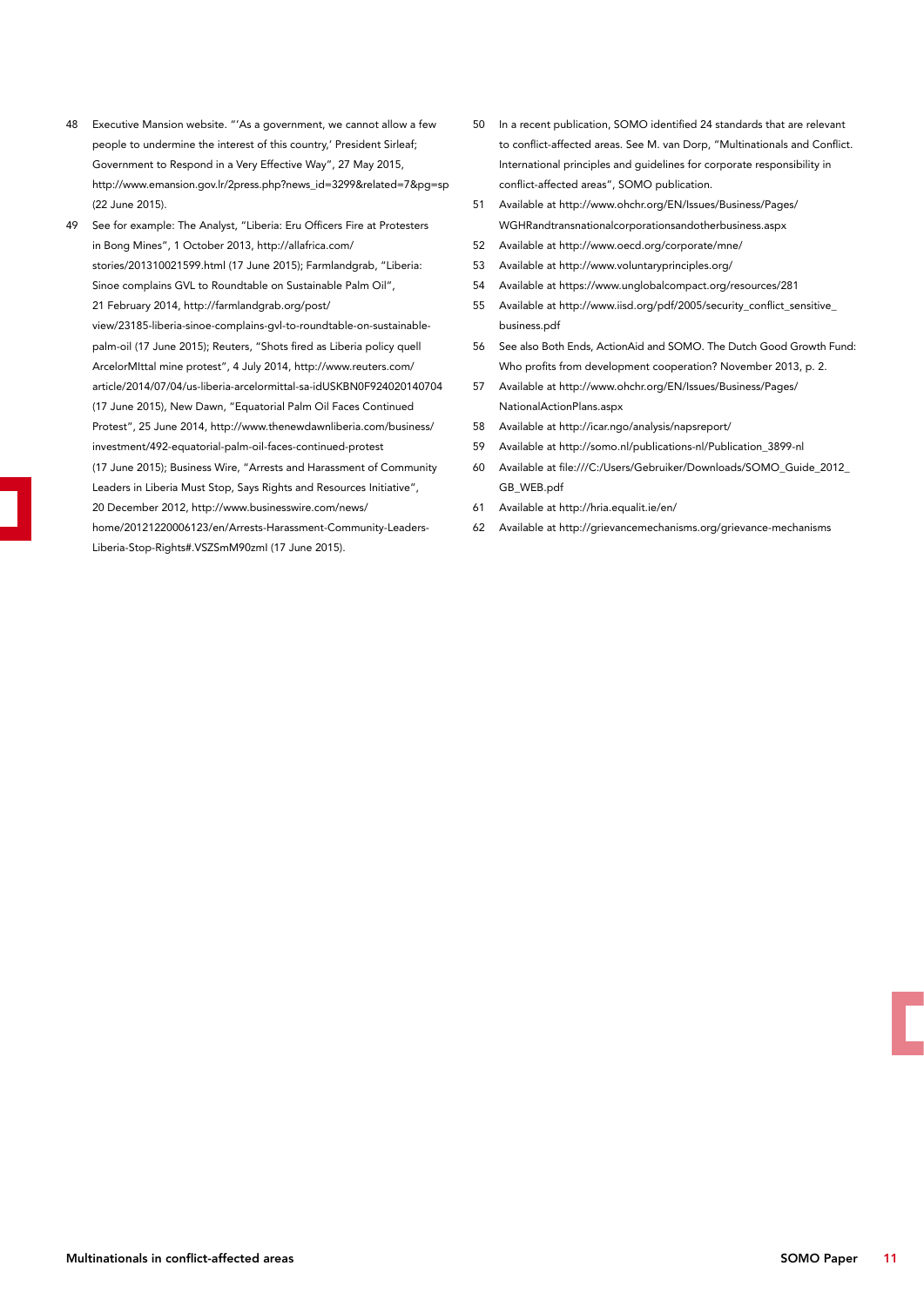48 Executive Mansion website. "'As a government, we cannot allow a few people to undermine the interest of this country,' President Sirleaf; Government to Respond in a Very Effective Way", 27 May 2015, http://www.emansion.gov.lr/2press.php?news_id=3299&related=7&pg=sp (22 June 2015).

49 See for example: The Analyst, "Liberia: Eru Officers Fire at Protesters in Bong Mines", 1 October 2013, http://allafrica.com/stories/201310021599.html (17 June 2015); Farmlandgrab, "Liberia: Sinoe complains GVL to Roundtable on Sustainable Palm Oil", 21 February 2014, http://farmlandgrab.org/post/view/23185-liberia-sinoe-complains-gvl-to-roundtable-on-sustainable-palm-oil (17 June 2015); Reuters, "Shots fired as Liberia policy quell ArcelorMIttal mine protest", 4 July 2014, http://www.reuters.com/article/2014/07/04/us-liberia-arcelormittal-sa-idUSKBN0F924020140704 (17 June 2015), New Dawn, "Equatorial Palm Oil Faces Continued Protest", 25 June 2014, http://www.thenewdawnliberia.com/business/investment/492-equatorial-palm-oil-faces-continued-protest (17 June 2015); Business Wire, "Arrests and Harassment of Community Leaders in Liberia Must Stop, Says Rights and Resources Initiative", 20 December 2012, http://www.businesswire.com/news/home/20121220006123/en/Arrests-Harassment-Community-Leaders-Liberia-Stop-Rights#.VSZSmM90zml (17 June 2015).

50 In a recent publication, SOMO identified 24 standards that are relevant to conflict-affected areas. See M. van Dorp, "Multinationals and Conflict. International principles and guidelines for corporate responsibility in conflict-affected areas", SOMO publication.

51 Available at http://www.ohchr.org/EN/Issues/Business/Pages/WGHRandtransnationalcorporationsandotherbusiness.aspx

52 Available at http://www.oecd.org/corporate/mne/

53 Available at http://www.voluntaryprinciples.org/

54 Available at https://www.unglobalcompact.org/resources/281

55 Available at http://www.iisd.org/pdf/2005/security_conflict_sensitive_business.pdf

56 See also Both Ends, ActionAid and SOMO. The Dutch Good Growth Fund: Who profits from development cooperation? November 2013, p. 2.

57 Available at http://www.ohchr.org/EN/Issues/Business/Pages/NationalActionPlans.aspx

58 Available at http://icar.ngo/analysis/napsreport/

59 Available at http://somo.nl/publications-nl/Publication_3899-nl

60 Available at file:///C:/Users/Gebruiker/Downloads/SOMO_Guide_2012_GB_WEB.pdf

61 Available at http://hria.equalit.ie/en/

62 Available at http://grievancemechanisms.org/grievance-mechanisms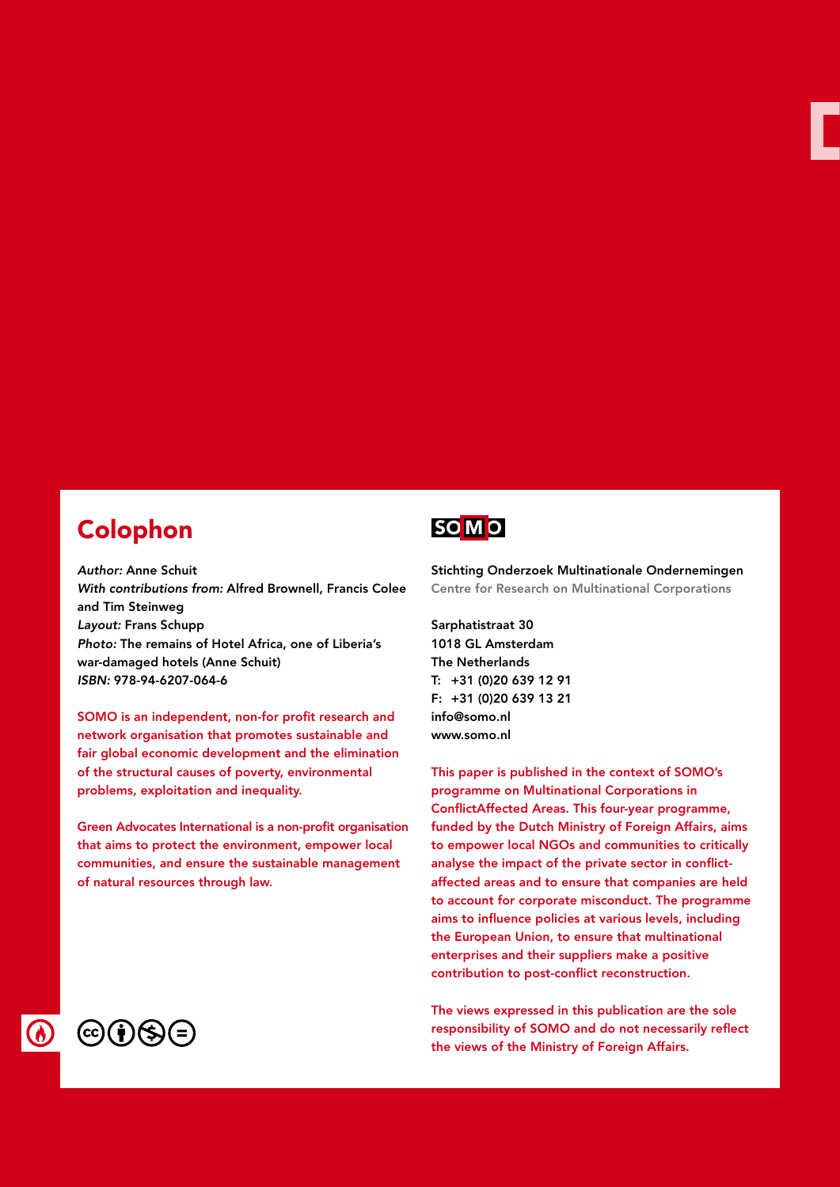# Colophon

*Author:* Anne Schuit
*With contributions from:* Alfred Brownell, Francis Colee and Tim Steinweg
*Layout:* Frans Schupp
*Photo:* The remains of Hotel Africa, one of Liberia's war-damaged hotels (Anne Schuit)
*ISBN:* 978-94-6207-064-6

SOMO is an independent, non-for profit research and network organisation that promotes sustainable and fair global economic development and the elimination of the structural causes of poverty, environmental problems, exploitation and inequality.

Green Advocates International is a non-profit organisation that aims to protect the environment, empower local communities, and ensure the sustainable management of natural resources through law.

SOMO

Stichting Onderzoek Multinationale Ondernemingen
Centre for Research on Multinational Corporations

Sarphatistraat 30
1018 GL Amsterdam
The Netherlands
T: +31 (0)20 639 12 91
F: +31 (0)20 639 13 21
info@somo.nl
www.somo.nl

This paper is published in the context of SOMO's programme on Multinational Corporations in ConflictAffected Areas. This four-year programme, funded by the Dutch Ministry of Foreign Affairs, aims to empower local NGOs and communities to critically analyse the impact of the private sector in conflict-affected areas and to ensure that companies are held to account for corporate misconduct. The programme aims to influence policies at various levels, including the European Union, to ensure that multinational enterprises and their suppliers make a positive contribution to post-conflict reconstruction.

The views expressed in this publication are the sole responsibility of SOMO and do not necessarily reflect the views of the Ministry of Foreign Affairs.